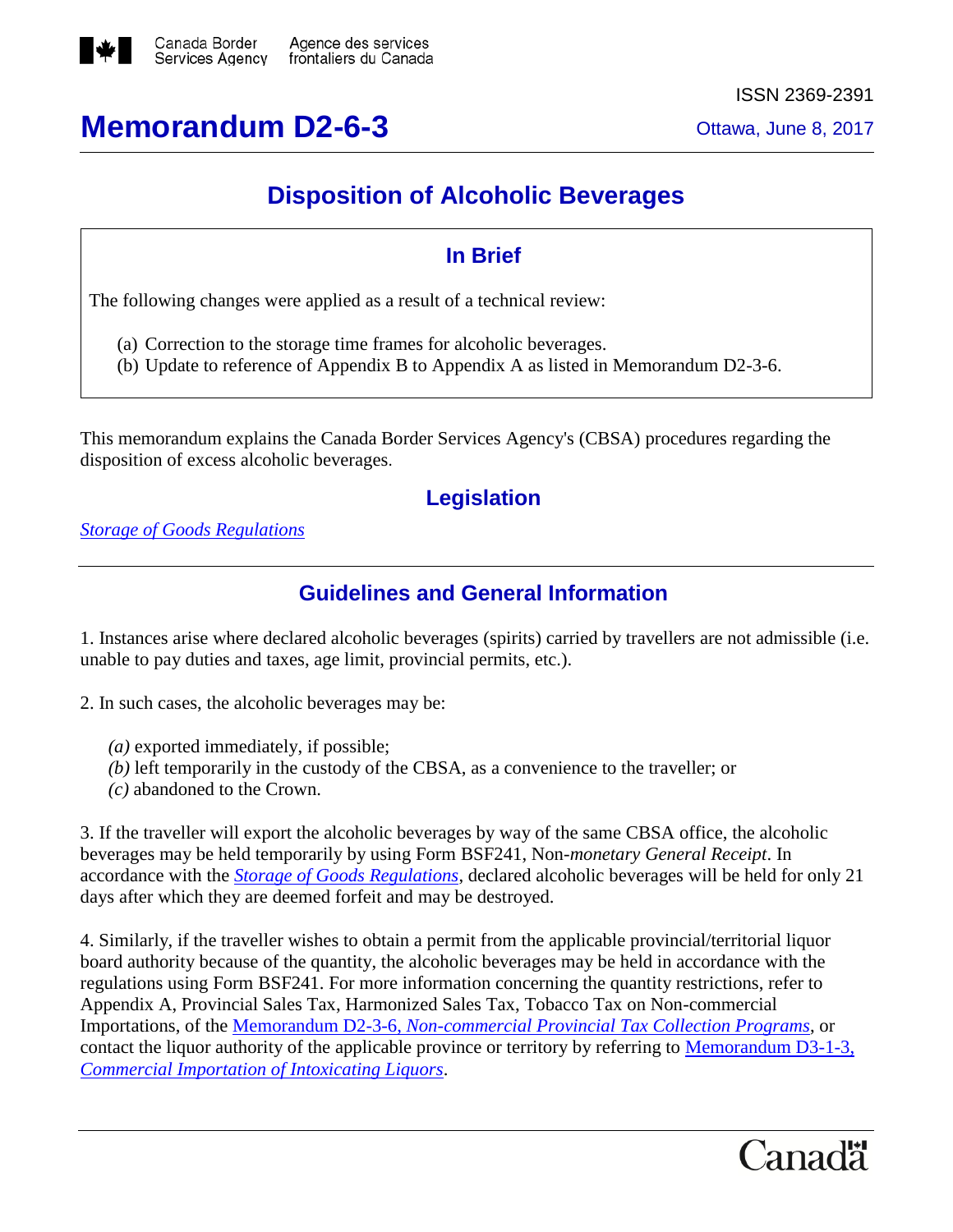Canada Border Services Agency | Agence des services frontaliers du Canada

ISSN 2369-2391

# Memorandum D2-6-3

Ottawa, June 8, 2017

## Disposition of Alcoholic Beverages

### In Brief

The following changes were applied as a result of a technical review:

(a) Correction to the storage time frames for alcoholic beverages.
(b) Update to reference of Appendix B to Appendix A as listed in Memorandum D2-3-6.

This memorandum explains the Canada Border Services Agency's (CBSA) procedures regarding the disposition of excess alcoholic beverages.

### Legislation

*Storage of Goods Regulations*

### Guidelines and General Information

1. Instances arise where declared alcoholic beverages (spirits) carried by travellers are not admissible (i.e. unable to pay duties and taxes, age limit, provincial permits, etc.).

2. In such cases, the alcoholic beverages may be:

*(a)* exported immediately, if possible;
*(b)* left temporarily in the custody of the CBSA, as a convenience to the traveller; or
*(c)* abandoned to the Crown.

3. If the traveller will export the alcoholic beverages by way of the same CBSA office, the alcoholic beverages may be held temporarily by using Form BSF241, Non-*monetary General Receipt*. In accordance with the *Storage of Goods Regulations*, declared alcoholic beverages will be held for only 21 days after which they are deemed forfeit and may be destroyed.

4. Similarly, if the traveller wishes to obtain a permit from the applicable provincial/territorial liquor board authority because of the quantity, the alcoholic beverages may be held in accordance with the regulations using Form BSF241. For more information concerning the quantity restrictions, refer to Appendix A, Provincial Sales Tax, Harmonized Sales Tax, Tobacco Tax on Non-commercial Importations, of the Memorandum D2-3-6, *Non-commercial Provincial Tax Collection Programs*, or contact the liquor authority of the applicable province or territory by referring to Memorandum D3-1-3, *Commercial Importation of Intoxicating Liquors*.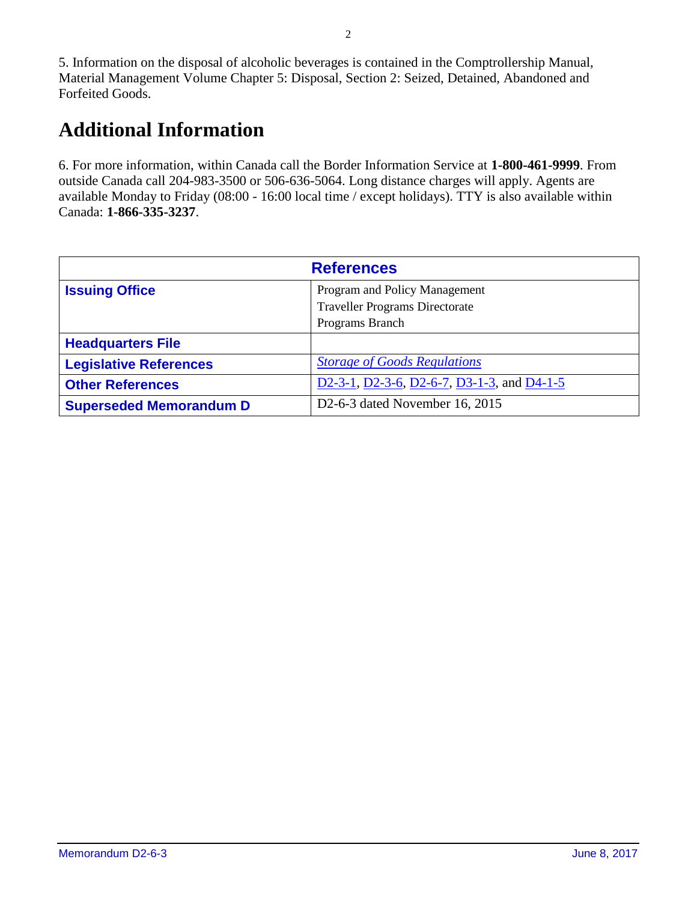5. Information on the disposal of alcoholic beverages is contained in the Comptrollership Manual, Material Management Volume Chapter 5: Disposal, Section 2: Seized, Detained, Abandoned and Forfeited Goods.

## Additional Information

6. For more information, within Canada call the Border Information Service at **1-800-461-9999**. From outside Canada call 204-983-3500 or 506-636-5064. Long distance charges will apply. Agents are available Monday to Friday (08:00 - 16:00 local time / except holidays). TTY is also available within Canada: **1-866-335-3237**.

| References | |
|---|---|
| **Issuing Office** | Program and Policy Management<br>Traveller Programs Directorate<br>Programs Branch |
| **Headquarters File** | |
| **Legislative References** | *Storage of Goods Regulations* |
| **Other References** | D2-3-1, D2-3-6, D2-6-7, D3-1-3, and D4-1-5 |
| **Superseded Memorandum D** | D2-6-3 dated November 16, 2015 |